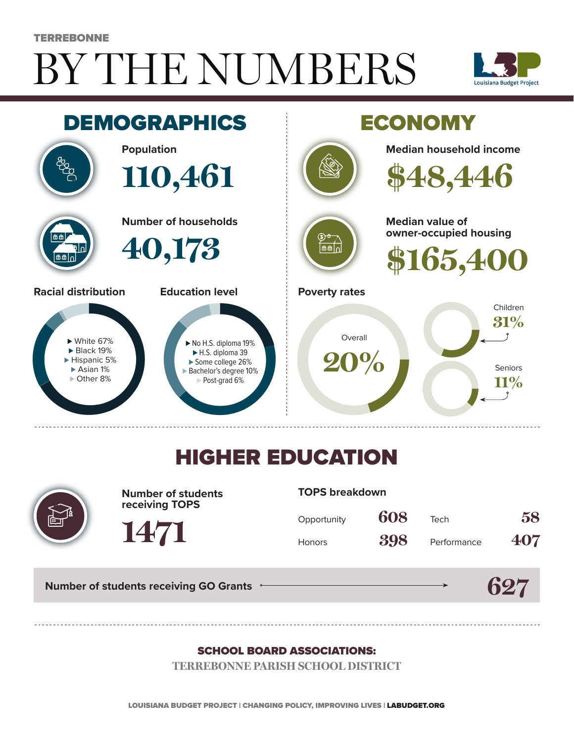TERREBONNE

# BY THE NUMBERS

Louisiana Budget Project

## DEMOGRAPHICS

**Population**

110,461

**Number of households**

40,173

**Racial distribution**

- White 67%
- Black 19%
- Hispanic 5%
- Asian 1%
- Other 8%

**Education level**

- No H.S. diploma 19%
- H.S. diploma 39
- Some college 26%
- Bachelor's degree 10%
- Post-grad 6%

## ECONOMY

**Median household income**

$48,446

**Median value of owner-occupied housing**

$165,400

**Poverty rates**

Overall
20%

Children
31%

Seniors
11%

## HIGHER EDUCATION

**Number of students receiving TOPS**

1471

**TOPS breakdown**

| | | | |
|---|---|---|---|
| Opportunity | 608 | Tech | 58 |
| Honors | 398 | Performance | 407 |

**Number of students receiving GO Grants** 627

**SCHOOL BOARD ASSOCIATIONS:**

TERREBONNE PARISH SCHOOL DISTRICT

LOUISIANA BUDGET PROJECT | CHANGING POLICY, IMPROVING LIVES | LABUDGET.ORG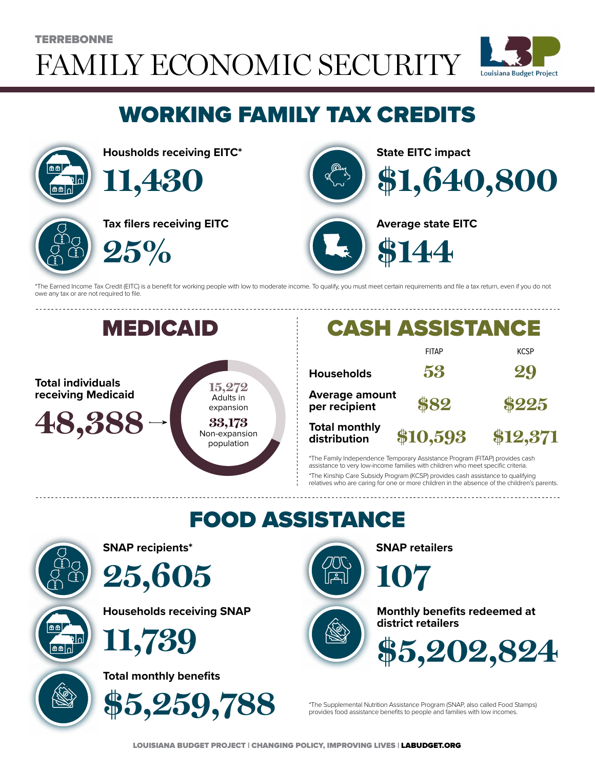TERREBONNE

# FAMILY ECONOMIC SECURITY

Louisiana Budget Project

## WORKING FAMILY TAX CREDITS

**Households receiving EITC***

11,430

**State EITC impact**

$1,640,800

**Tax filers receiving EITC**

25%

**Average state EITC**

$144

*The Earned Income Tax Credit (EITC) is a benefit for working people with low to moderate income. To qualify, you must meet certain requirements and file a tax return, even if you do not owe any tax or are not required to file.

## MEDICAID

**Total individuals receiving Medicaid**

48,388

15,272
Adults in expansion

33,173
Non-expansion population

## CASH ASSISTANCE

| | FITAP | KCSP |
|---|---|---|
| **Households** | 53 | 29 |
| **Average amount per recipient** | $82 | $225 |
| **Total monthly distribution** | $10,593 | $12,371 |

*The Family Independence Temporary Assistance Program (FITAP) provides cash assistance to very low-income families with children who meet specific criteria.

*The Kinship Care Subsidy Program (KCSP) provides cash assistance to qualifying relatives who are caring for one or more children in the absence of the children's parents.

## FOOD ASSISTANCE

**SNAP recipients***

25,605

**Households receiving SNAP**

11,739

**Total monthly benefits**

$5,259,788

**SNAP retailers**

107

**Monthly benefits redeemed at district retailers**

$5,202,824

*The Supplemental Nutrition Assistance Program (SNAP, also called Food Stamps) provides food assistance benefits to people and families with low incomes.

LOUISIANA BUDGET PROJECT | CHANGING POLICY, IMPROVING LIVES | LABUDGET.ORG